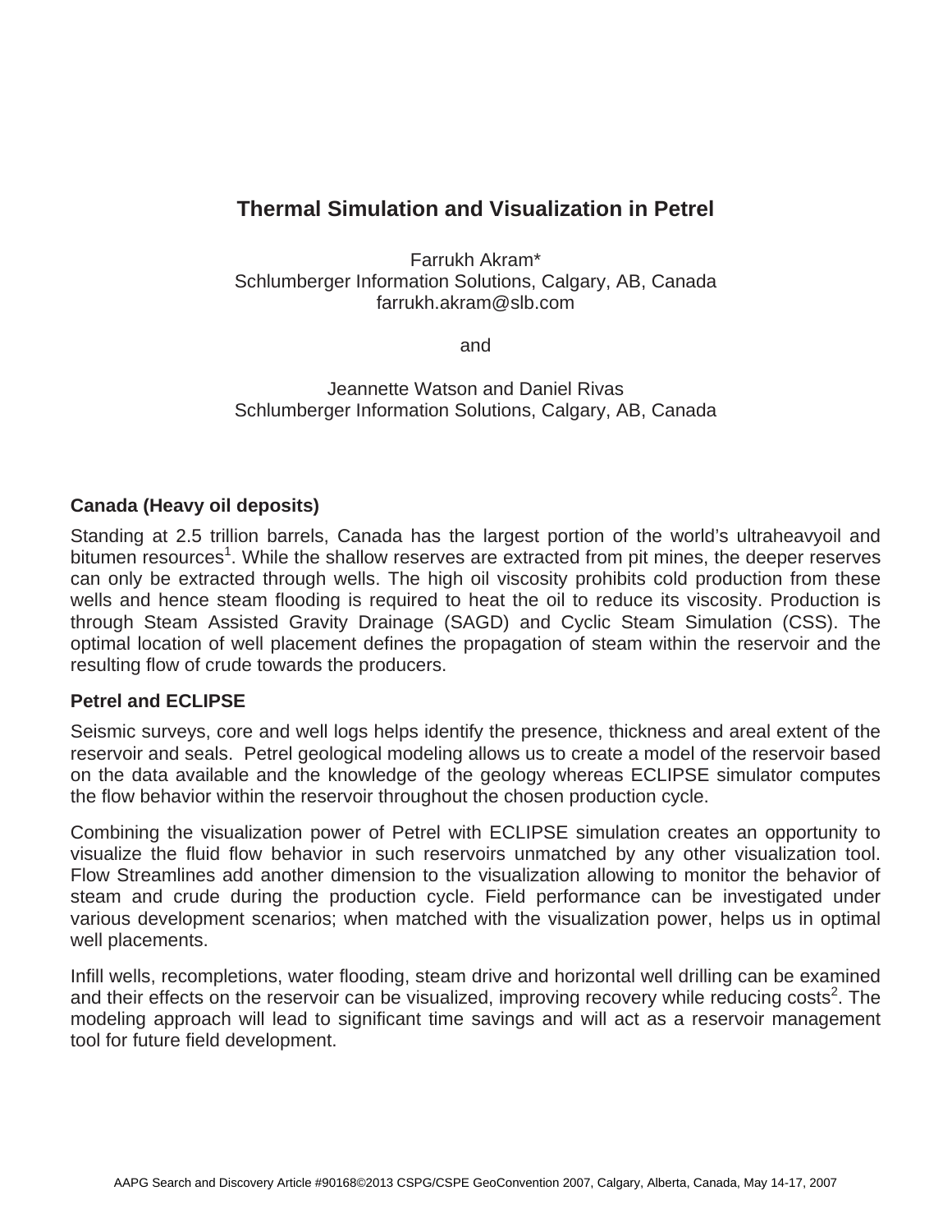# Thermal Simulation and Visualization in Petrel

Farrukh Akram*
Schlumberger Information Solutions, Calgary, AB, Canada
farrukh.akram@slb.com

and

Jeannette Watson and Daniel Rivas
Schlumberger Information Solutions, Calgary, AB, Canada

## Canada (Heavy oil deposits)

Standing at 2.5 trillion barrels, Canada has the largest portion of the world's ultraheavyoil and bitumen resources[1]. While the shallow reserves are extracted from pit mines, the deeper reserves can only be extracted through wells. The high oil viscosity prohibits cold production from these wells and hence steam flooding is required to heat the oil to reduce its viscosity. Production is through Steam Assisted Gravity Drainage (SAGD) and Cyclic Steam Simulation (CSS). The optimal location of well placement defines the propagation of steam within the reservoir and the resulting flow of crude towards the producers.

## Petrel and ECLIPSE

Seismic surveys, core and well logs helps identify the presence, thickness and areal extent of the reservoir and seals. Petrel geological modeling allows us to create a model of the reservoir based on the data available and the knowledge of the geology whereas ECLIPSE simulator computes the flow behavior within the reservoir throughout the chosen production cycle.

Combining the visualization power of Petrel with ECLIPSE simulation creates an opportunity to visualize the fluid flow behavior in such reservoirs unmatched by any other visualization tool. Flow Streamlines add another dimension to the visualization allowing to monitor the behavior of steam and crude during the production cycle. Field performance can be investigated under various development scenarios; when matched with the visualization power, helps us in optimal well placements.

Infill wells, recompletions, water flooding, steam drive and horizontal well drilling can be examined and their effects on the reservoir can be visualized, improving recovery while reducing costs[2]. The modeling approach will lead to significant time savings and will act as a reservoir management tool for future field development.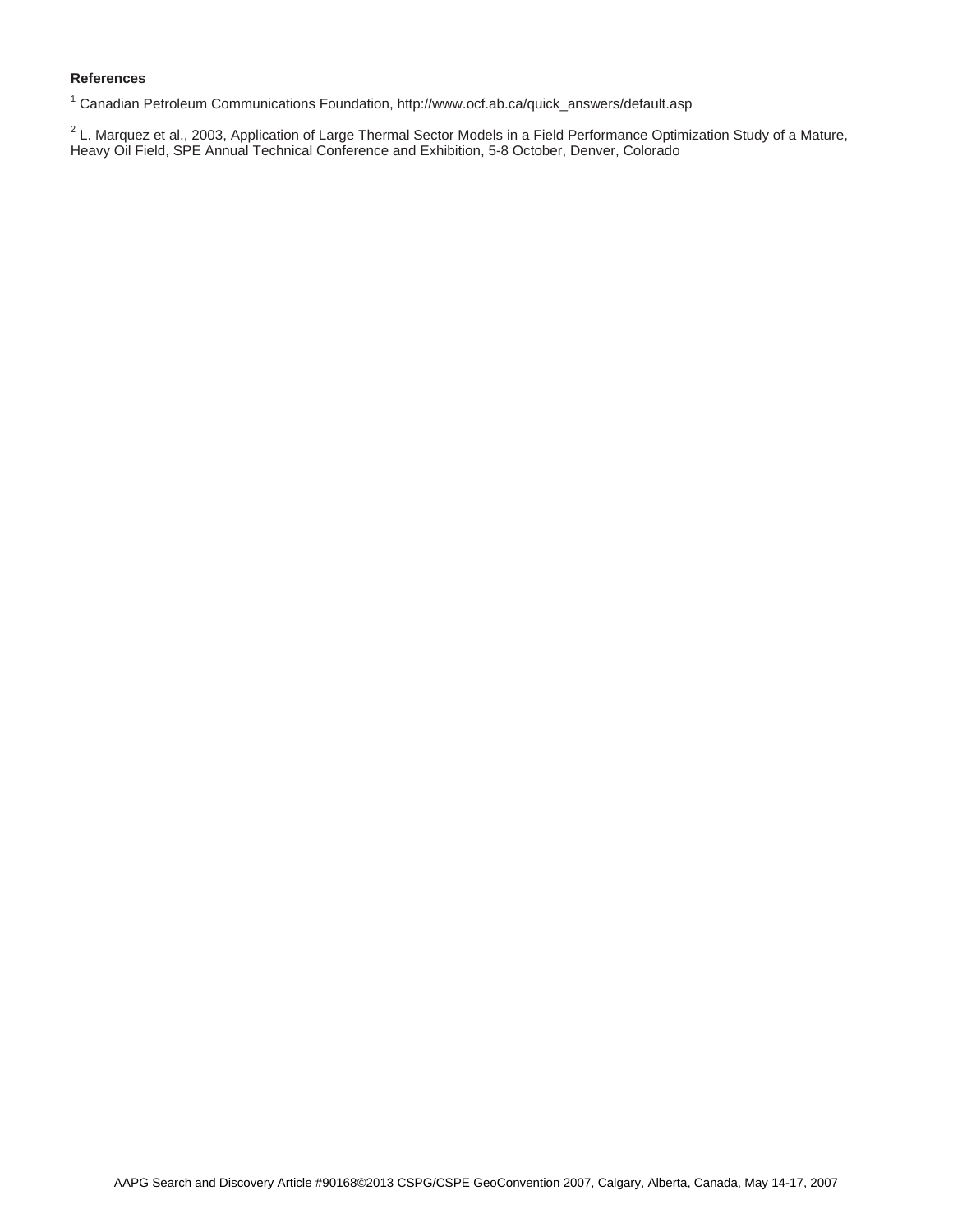**References**

[1] Canadian Petroleum Communications Foundation, http://www.ocf.ab.ca/quick_answers/default.asp

[2] L. Marquez et al., 2003, Application of Large Thermal Sector Models in a Field Performance Optimization Study of a Mature, Heavy Oil Field, SPE Annual Technical Conference and Exhibition, 5-8 October, Denver, Colorado